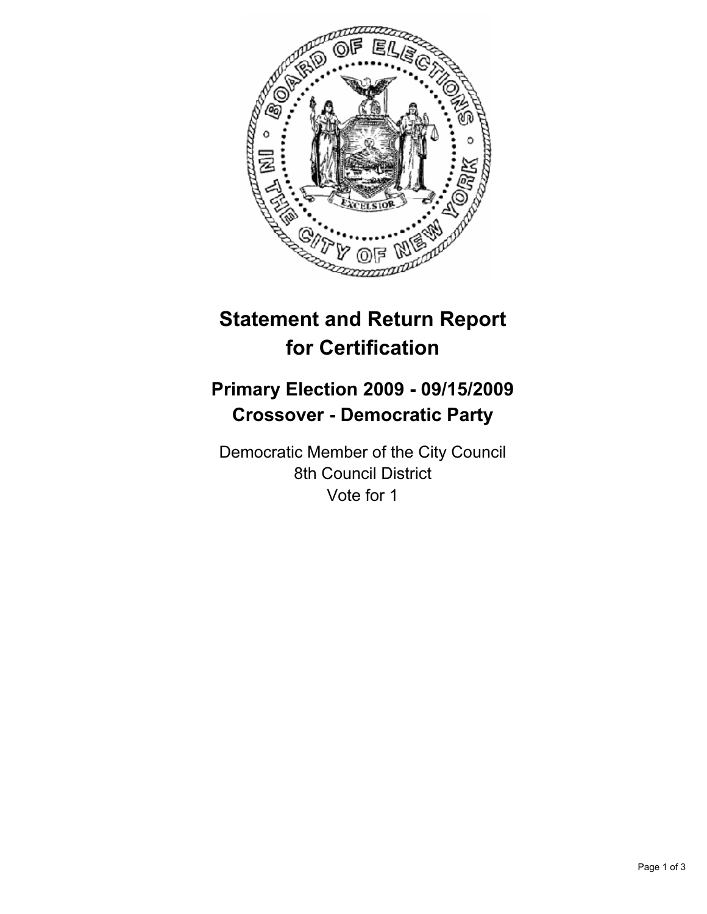# Statement and Return Report for Certification

## Primary Election 2009 - 09/15/2009
## Crossover - Democratic Party

Democratic Member of the City Council
8th Council District
Vote for 1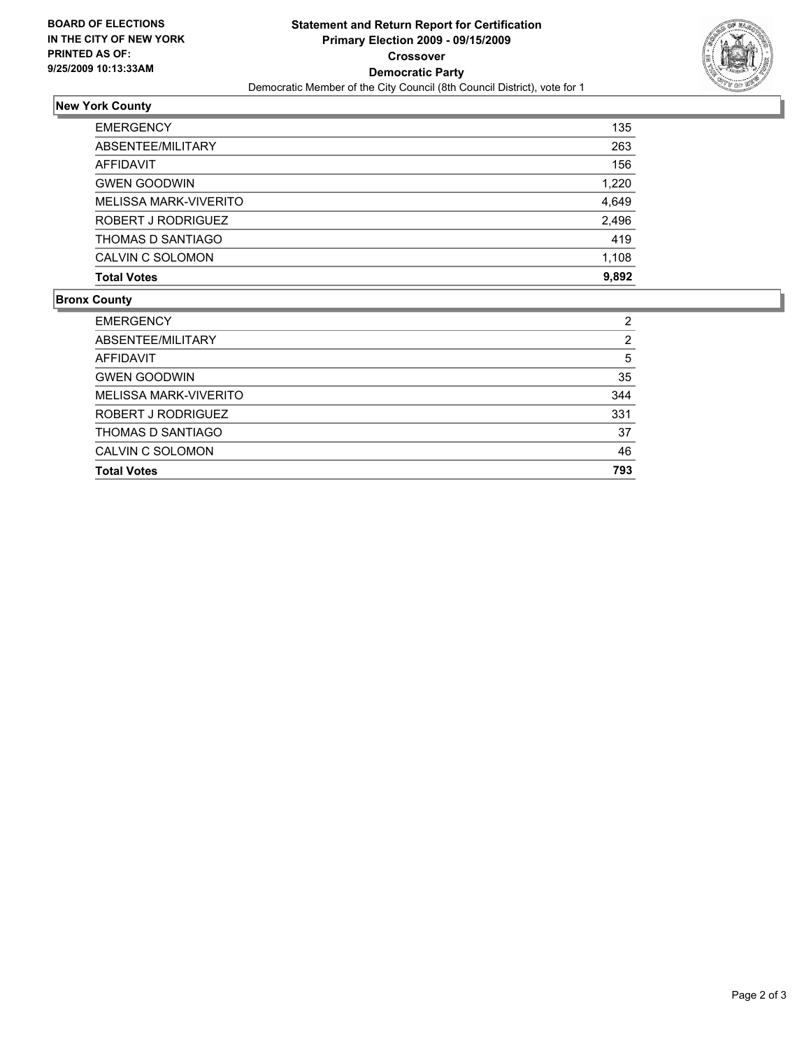**BOARD OF ELECTIONS IN THE CITY OF NEW YORK PRINTED AS OF: 9/25/2009 10:13:33AM**

# Statement and Return Report for Certification Primary Election 2009 - 09/15/2009 Crossover Democratic Party

Democratic Member of the City Council (8th Council District), vote for 1

## New York County

| | |
|---|---|
| EMERGENCY | 135 |
| ABSENTEE/MILITARY | 263 |
| AFFIDAVIT | 156 |
| GWEN GOODWIN | 1,220 |
| MELISSA MARK-VIVERITO | 4,649 |
| ROBERT J RODRIGUEZ | 2,496 |
| THOMAS D SANTIAGO | 419 |
| CALVIN C SOLOMON | 1,108 |
| **Total Votes** | **9,892** |

## Bronx County

| | |
|---|---|
| EMERGENCY | 2 |
| ABSENTEE/MILITARY | 2 |
| AFFIDAVIT | 5 |
| GWEN GOODWIN | 35 |
| MELISSA MARK-VIVERITO | 344 |
| ROBERT J RODRIGUEZ | 331 |
| THOMAS D SANTIAGO | 37 |
| CALVIN C SOLOMON | 46 |
| **Total Votes** | **793** |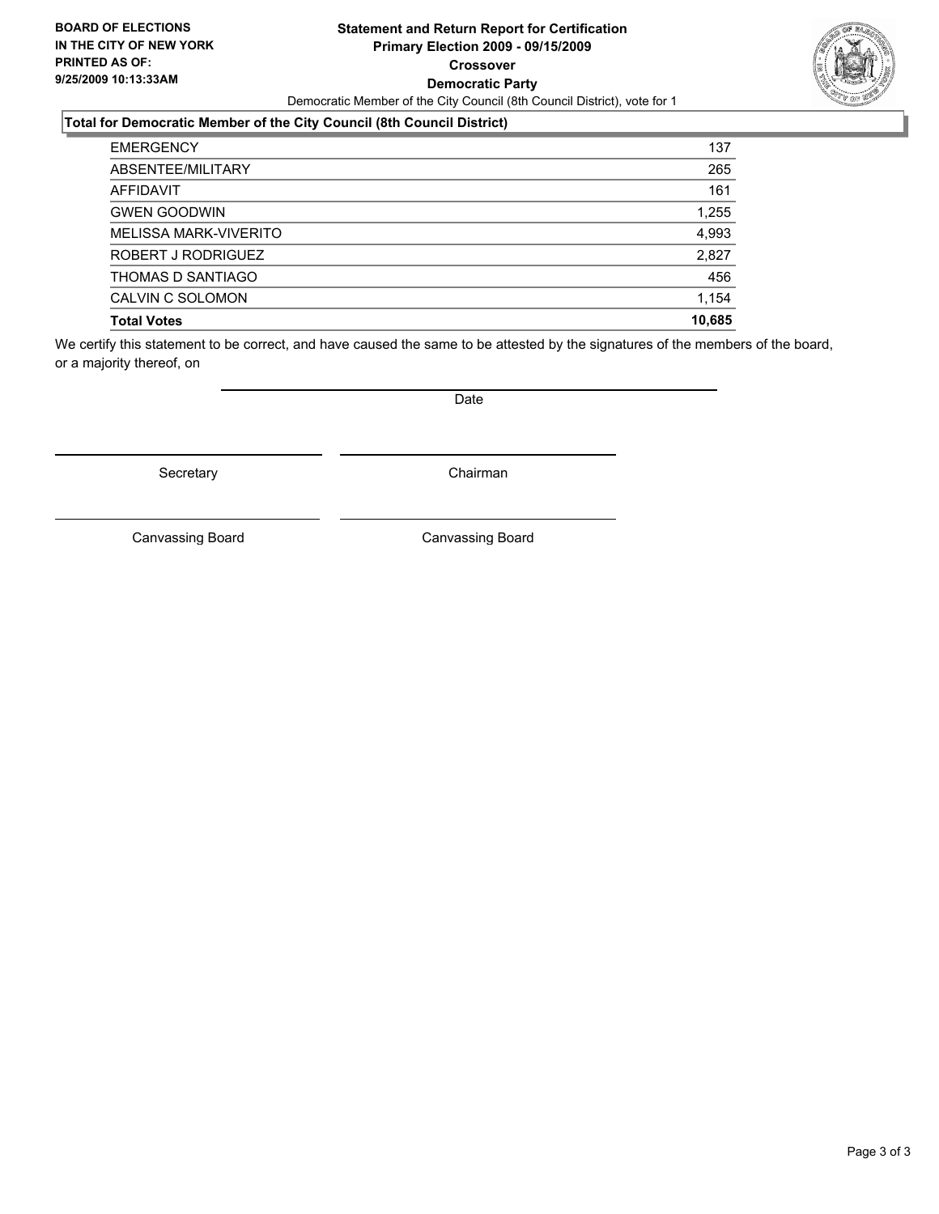**BOARD OF ELECTIONS IN THE CITY OF NEW YORK PRINTED AS OF: 9/25/2009 10:13:33AM**

# Statement and Return Report for Certification
## Primary Election 2009 - 09/15/2009
## Crossover
## Democratic Party

Democratic Member of the City Council (8th Council District), vote for 1

### Total for Democratic Member of the City Council (8th Council District)

| | |
|---|---|
| EMERGENCY | 137 |
| ABSENTEE/MILITARY | 265 |
| AFFIDAVIT | 161 |
| GWEN GOODWIN | 1,255 |
| MELISSA MARK-VIVERITO | 4,993 |
| ROBERT J RODRIGUEZ | 2,827 |
| THOMAS D SANTIAGO | 456 |
| CALVIN C SOLOMON | 1,154 |
| **Total Votes** | **10,685** |

We certify this statement to be correct, and have caused the same to be attested by the signatures of the members of the board, or a majority thereof, on

Date

Secretary

Chairman

Canvassing Board

Canvassing Board